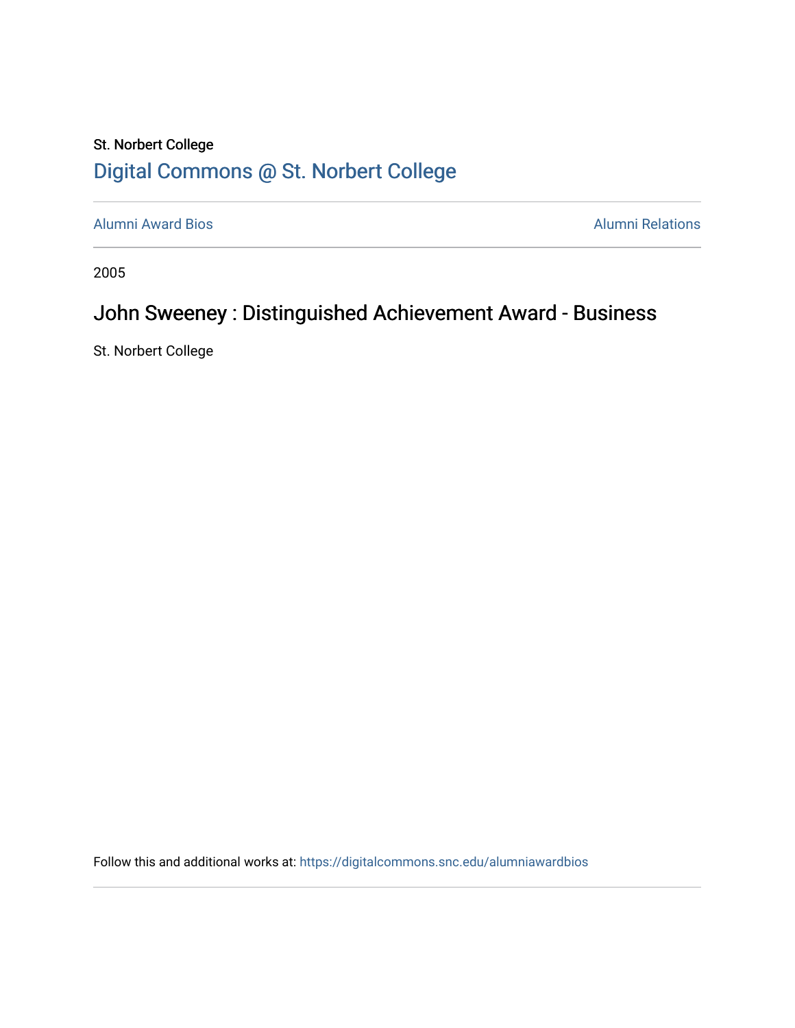St. Norbert College

# Digital Commons @ St. Norbert College

Alumni Award Bios | Alumni Relations

2005

## John Sweeney : Distinguished Achievement Award - Business

St. Norbert College

Follow this and additional works at: https://digitalcommons.snc.edu/alumniawardbios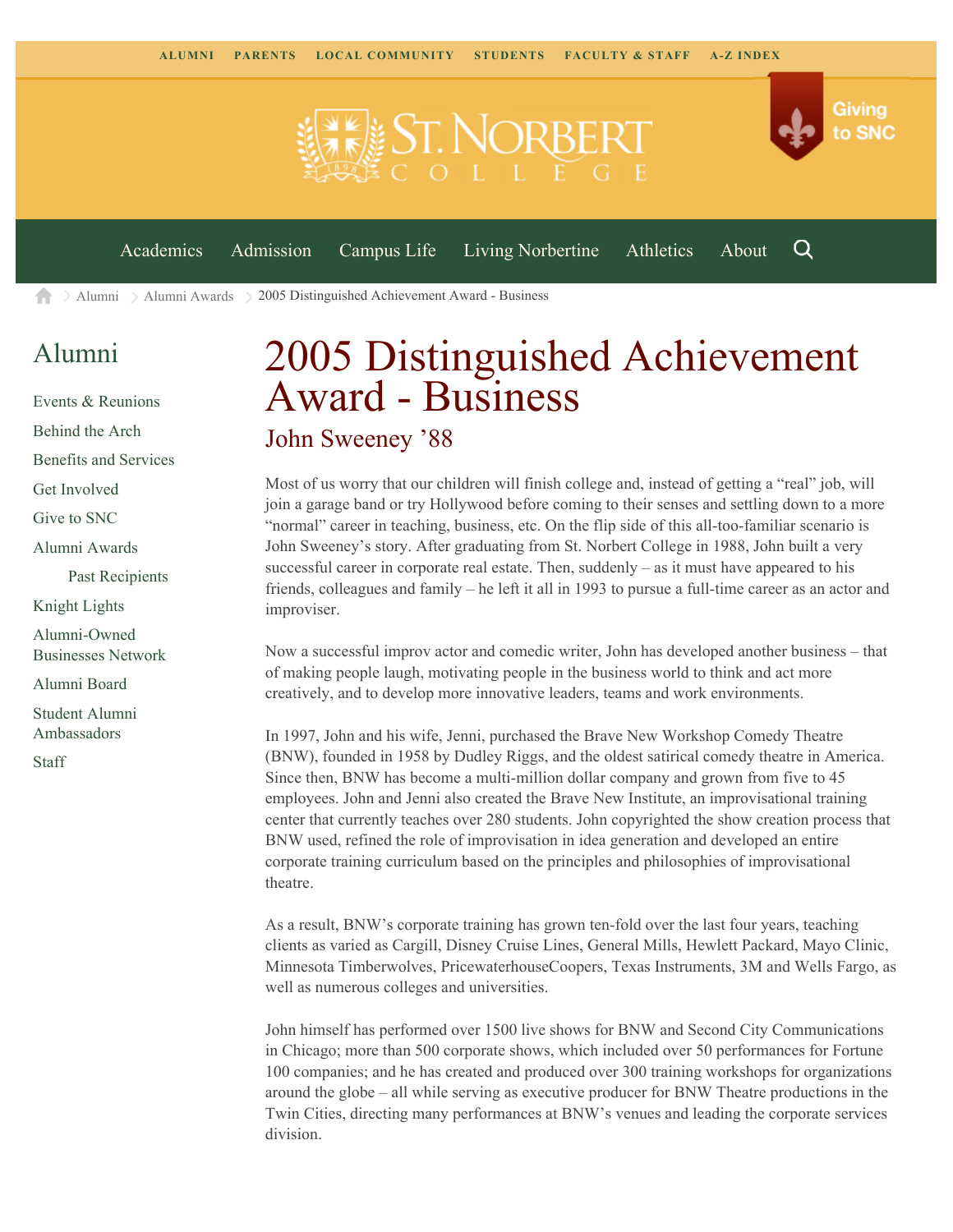ALUMNI PARENTS LOCAL COMMUNITY STUDENTS FACULTY & STAFF A-Z INDEX

Giving to SNC

Academics Admission Campus Life Living Norbertine Athletics About

Alumni > Alumni Awards > 2005 Distinguished Achievement Award - Business

## Alumni

- Events & Reunions
- Behind the Arch
- Benefits and Services
- Get Involved
- Give to SNC
- Alumni Awards
  - Past Recipients
- Knight Lights
- Alumni-Owned Businesses Network
- Alumni Board
- Student Alumni Ambassadors
- Staff

# 2005 Distinguished Achievement Award - Business

## John Sweeney ’88

Most of us worry that our children will finish college and, instead of getting a “real” job, will join a garage band or try Hollywood before coming to their senses and settling down to a more “normal” career in teaching, business, etc. On the flip side of this all-too-familiar scenario is John Sweeney’s story. After graduating from St. Norbert College in 1988, John built a very successful career in corporate real estate. Then, suddenly – as it must have appeared to his friends, colleagues and family – he left it all in 1993 to pursue a full-time career as an actor and improviser.

Now a successful improv actor and comedic writer, John has developed another business – that of making people laugh, motivating people in the business world to think and act more creatively, and to develop more innovative leaders, teams and work environments.

In 1997, John and his wife, Jenni, purchased the Brave New Workshop Comedy Theatre (BNW), founded in 1958 by Dudley Riggs, and the oldest satirical comedy theatre in America. Since then, BNW has become a multi-million dollar company and grown from five to 45 employees. John and Jenni also created the Brave New Institute, an improvisational training center that currently teaches over 280 students. John copyrighted the show creation process that BNW used, refined the role of improvisation in idea generation and developed an entire corporate training curriculum based on the principles and philosophies of improvisational theatre.

As a result, BNW’s corporate training has grown ten-fold over the last four years, teaching clients as varied as Cargill, Disney Cruise Lines, General Mills, Hewlett Packard, Mayo Clinic, Minnesota Timberwolves, PricewaterhouseCoopers, Texas Instruments, 3M and Wells Fargo, as well as numerous colleges and universities.

John himself has performed over 1500 live shows for BNW and Second City Communications in Chicago; more than 500 corporate shows, which included over 50 performances for Fortune 100 companies; and he has created and produced over 300 training workshops for organizations around the globe – all while serving as executive producer for BNW Theatre productions in the Twin Cities, directing many performances at BNW’s venues and leading the corporate services division.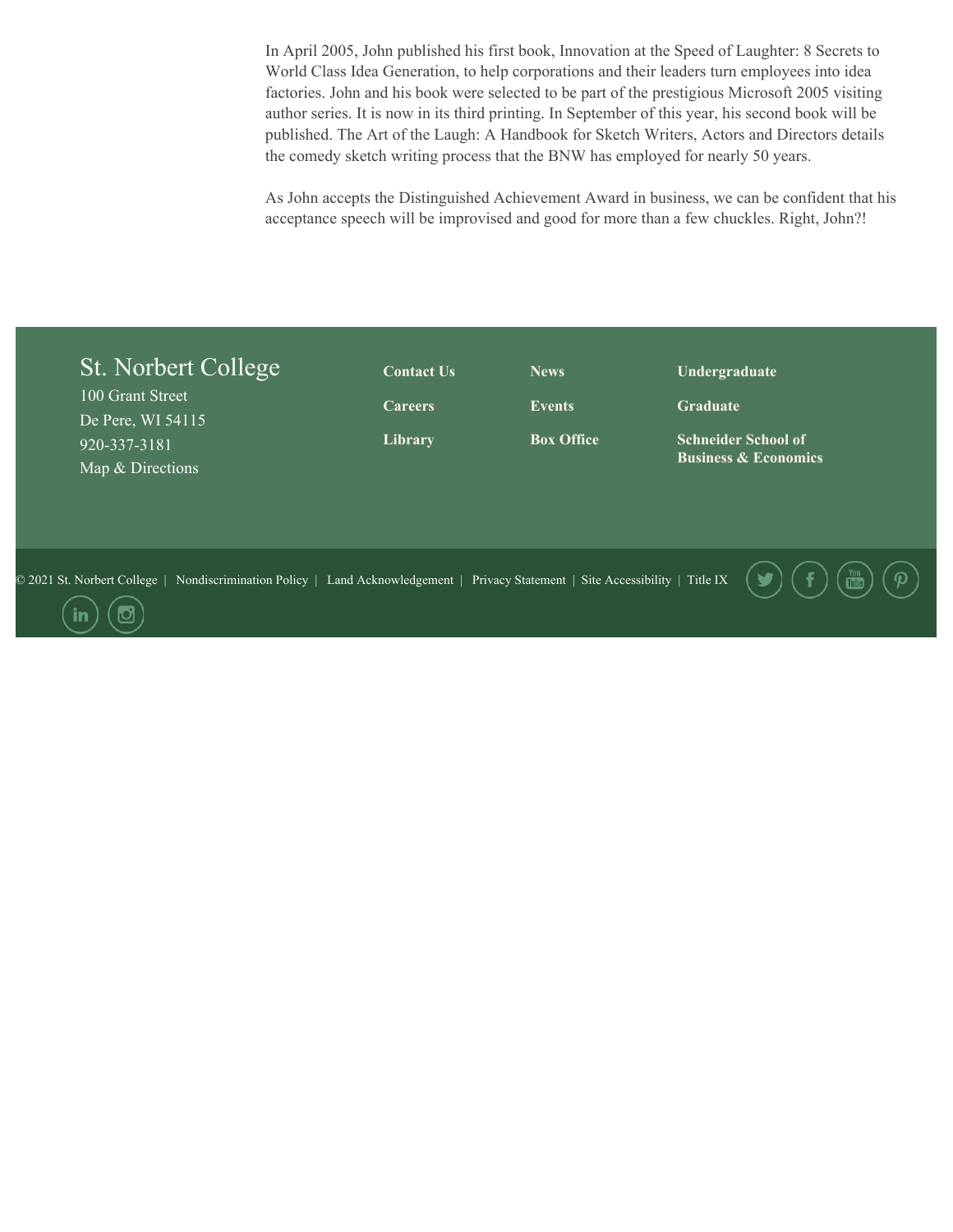In April 2005, John published his first book, Innovation at the Speed of Laughter: 8 Secrets to World Class Idea Generation, to help corporations and their leaders turn employees into idea factories. John and his book were selected to be part of the prestigious Microsoft 2005 visiting author series. It is now in its third printing. In September of this year, his second book will be published. The Art of the Laugh: A Handbook for Sketch Writers, Actors and Directors details the comedy sketch writing process that the BNW has employed for nearly 50 years.

As John accepts the Distinguished Achievement Award in business, we can be confident that his acceptance speech will be improvised and good for more than a few chuckles. Right, John?!

St. Norbert College
100 Grant Street
De Pere, WI 54115
920-337-3181
Map & Directions

**Contact Us**
**Careers**
**Library**
**News**
**Events**
**Box Office**
**Undergraduate**
**Graduate**
**Schneider School of Business & Economics**

© 2021 St. Norbert College | Nondiscrimination Policy | Land Acknowledgement | Privacy Statement | Site Accessibility | Title IX